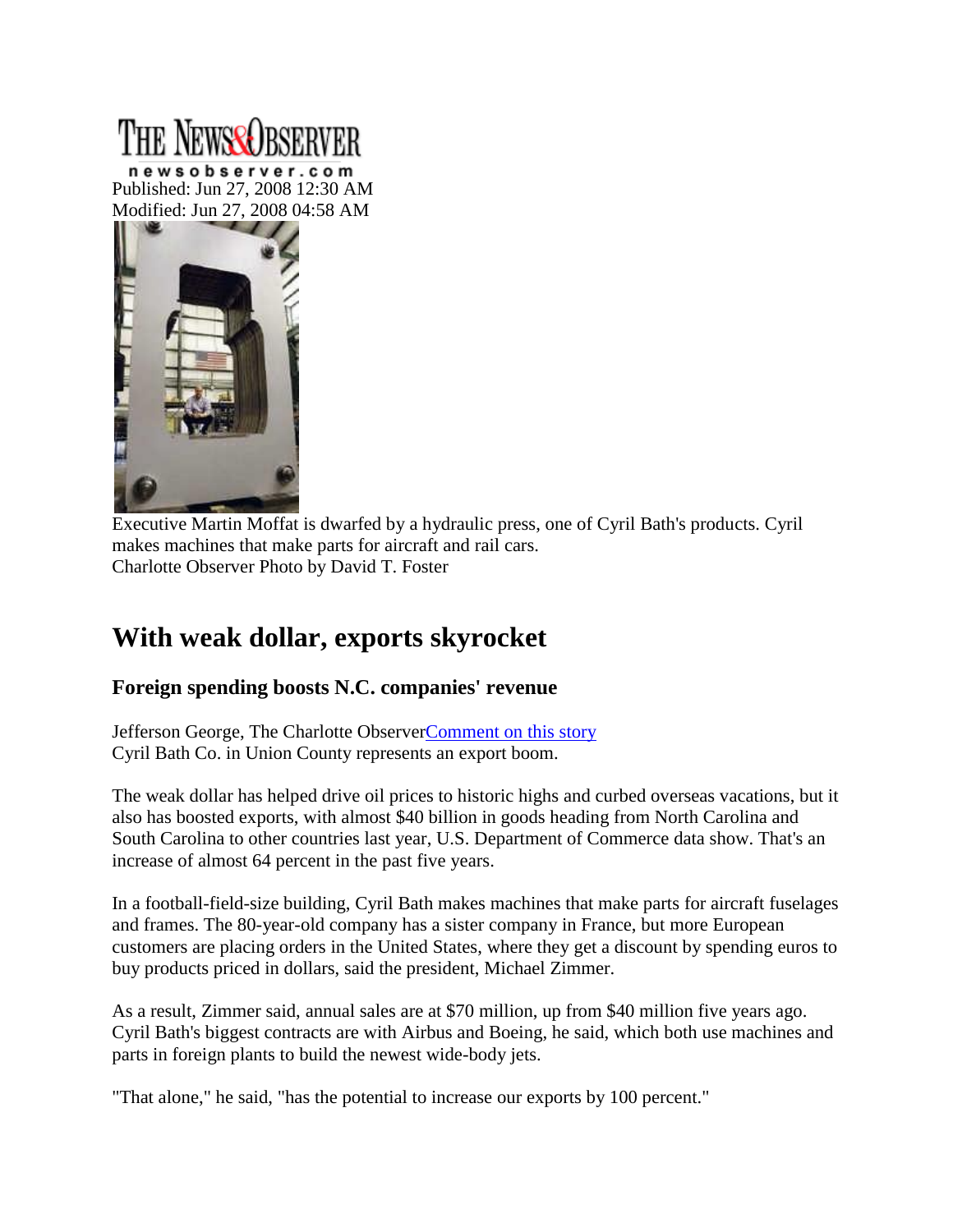THE NEWS&OBSERVER

newsobserver.com

Published: Jun 27, 2008 12:30 AM
Modified: Jun 27, 2008 04:58 AM

Executive Martin Moffat is dwarfed by a hydraulic press, one of Cyril Bath's products. Cyril makes machines that make parts for aircraft and rail cars.
Charlotte Observer Photo by David T. Foster

# With weak dollar, exports skyrocket

### Foreign spending boosts N.C. companies' revenue

Jefferson George, The Charlotte Observer[Comment on this story]
Cyril Bath Co. in Union County represents an export boom.

The weak dollar has helped drive oil prices to historic highs and curbed overseas vacations, but it also has boosted exports, with almost $40 billion in goods heading from North Carolina and South Carolina to other countries last year, U.S. Department of Commerce data show. That's an increase of almost 64 percent in the past five years.

In a football-field-size building, Cyril Bath makes machines that make parts for aircraft fuselages and frames. The 80-year-old company has a sister company in France, but more European customers are placing orders in the United States, where they get a discount by spending euros to buy products priced in dollars, said the president, Michael Zimmer.

As a result, Zimmer said, annual sales are at $70 million, up from $40 million five years ago. Cyril Bath's biggest contracts are with Airbus and Boeing, he said, which both use machines and parts in foreign plants to build the newest wide-body jets.

"That alone," he said, "has the potential to increase our exports by 100 percent."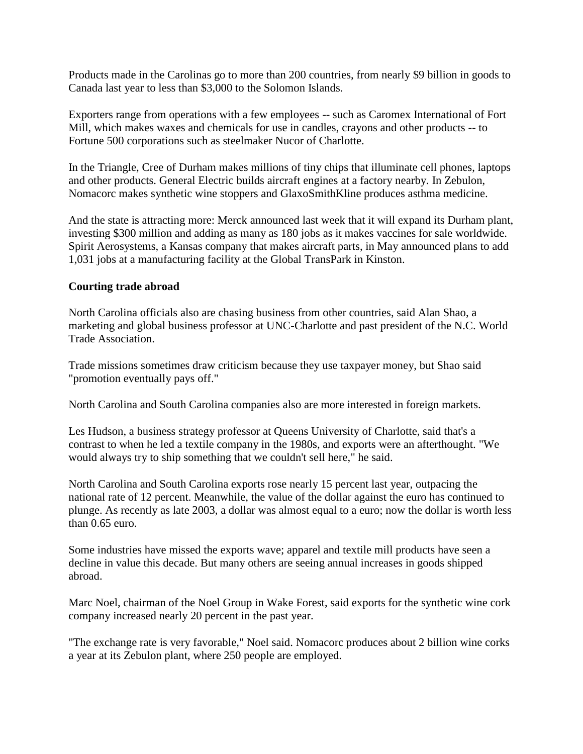Products made in the Carolinas go to more than 200 countries, from nearly $9 billion in goods to Canada last year to less than $3,000 to the Solomon Islands.

Exporters range from operations with a few employees -- such as Caromex International of Fort Mill, which makes waxes and chemicals for use in candles, crayons and other products -- to Fortune 500 corporations such as steelmaker Nucor of Charlotte.

In the Triangle, Cree of Durham makes millions of tiny chips that illuminate cell phones, laptops and other products. General Electric builds aircraft engines at a factory nearby. In Zebulon, Nomacorc makes synthetic wine stoppers and GlaxoSmithKline produces asthma medicine.

And the state is attracting more: Merck announced last week that it will expand its Durham plant, investing $300 million and adding as many as 180 jobs as it makes vaccines for sale worldwide. Spirit Aerosystems, a Kansas company that makes aircraft parts, in May announced plans to add 1,031 jobs at a manufacturing facility at the Global TransPark in Kinston.

**Courting trade abroad**

North Carolina officials also are chasing business from other countries, said Alan Shao, a marketing and global business professor at UNC-Charlotte and past president of the N.C. World Trade Association.

Trade missions sometimes draw criticism because they use taxpayer money, but Shao said "promotion eventually pays off."

North Carolina and South Carolina companies also are more interested in foreign markets.

Les Hudson, a business strategy professor at Queens University of Charlotte, said that's a contrast to when he led a textile company in the 1980s, and exports were an afterthought. "We would always try to ship something that we couldn't sell here," he said.

North Carolina and South Carolina exports rose nearly 15 percent last year, outpacing the national rate of 12 percent. Meanwhile, the value of the dollar against the euro has continued to plunge. As recently as late 2003, a dollar was almost equal to a euro; now the dollar is worth less than 0.65 euro.

Some industries have missed the exports wave; apparel and textile mill products have seen a decline in value this decade. But many others are seeing annual increases in goods shipped abroad.

Marc Noel, chairman of the Noel Group in Wake Forest, said exports for the synthetic wine cork company increased nearly 20 percent in the past year.

"The exchange rate is very favorable," Noel said. Nomacorc produces about 2 billion wine corks a year at its Zebulon plant, where 250 people are employed.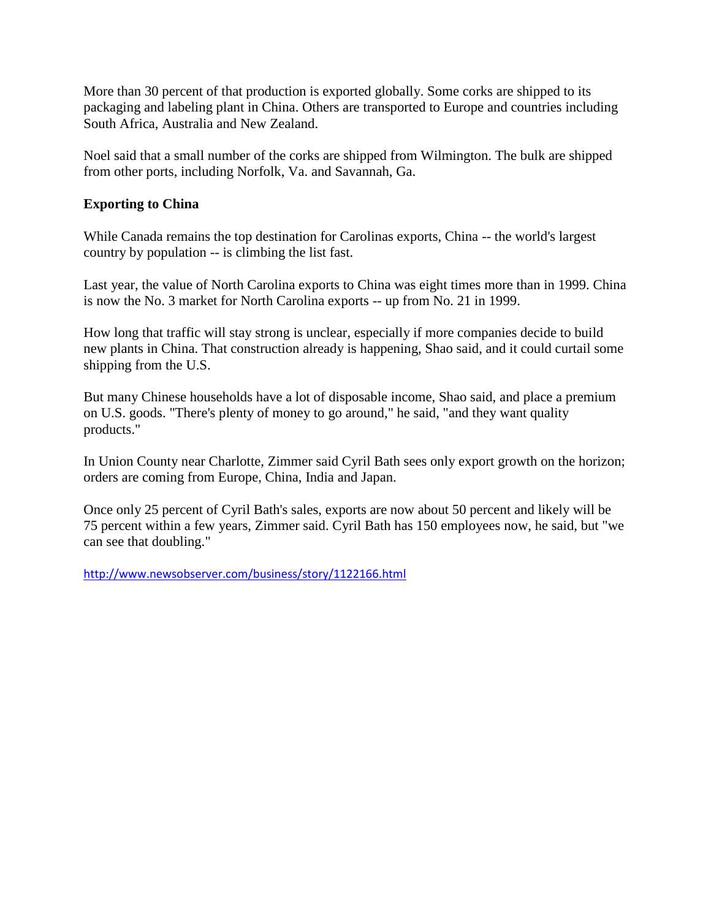More than 30 percent of that production is exported globally. Some corks are shipped to its packaging and labeling plant in China. Others are transported to Europe and countries including South Africa, Australia and New Zealand.

Noel said that a small number of the corks are shipped from Wilmington. The bulk are shipped from other ports, including Norfolk, Va. and Savannah, Ga.

**Exporting to China**

While Canada remains the top destination for Carolinas exports, China -- the world's largest country by population -- is climbing the list fast.

Last year, the value of North Carolina exports to China was eight times more than in 1999. China is now the No. 3 market for North Carolina exports -- up from No. 21 in 1999.

How long that traffic will stay strong is unclear, especially if more companies decide to build new plants in China. That construction already is happening, Shao said, and it could curtail some shipping from the U.S.

But many Chinese households have a lot of disposable income, Shao said, and place a premium on U.S. goods. "There's plenty of money to go around," he said, "and they want quality products."

In Union County near Charlotte, Zimmer said Cyril Bath sees only export growth on the horizon; orders are coming from Europe, China, India and Japan.

Once only 25 percent of Cyril Bath's sales, exports are now about 50 percent and likely will be 75 percent within a few years, Zimmer said. Cyril Bath has 150 employees now, he said, but "we can see that doubling."

http://www.newsobserver.com/business/story/1122166.html